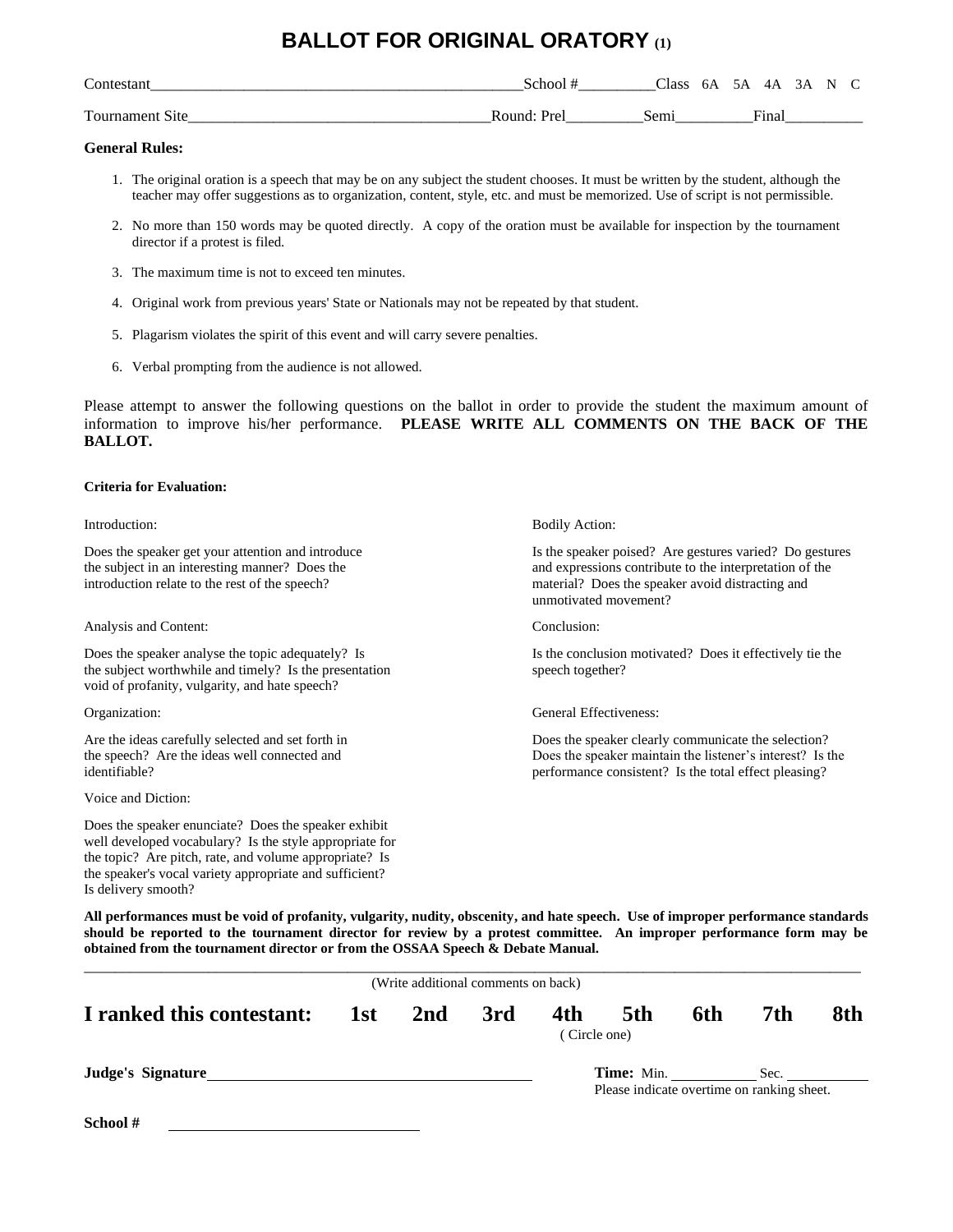# BALLOT FOR ORIGINAL ORATORY (1)

Contestant_______________________________________________School #_________Class 6A 5A 4A 3A N C

Tournament Site______________________________________Round: Prel_________Semi_________Final__________

**General Rules:**

1. The original oration is a speech that may be on any subject the student chooses. It must be written by the student, although the teacher may offer suggestions as to organization, content, style, etc. and must be memorized. Use of script is not permissible.
2. No more than 150 words may be quoted directly. A copy of the oration must be available for inspection by the tournament director if a protest is filed.
3. The maximum time is not to exceed ten minutes.
4. Original work from previous years' State or Nationals may not be repeated by that student.
5. Plagarism violates the spirit of this event and will carry severe penalties.
6. Verbal prompting from the audience is not allowed.

Please attempt to answer the following questions on the ballot in order to provide the student the maximum amount of information to improve his/her performance. **PLEASE WRITE ALL COMMENTS ON THE BACK OF THE BALLOT.**

**Criteria for Evaluation:**

Introduction:

Does the speaker get your attention and introduce the subject in an interesting manner? Does the introduction relate to the rest of the speech?

Analysis and Content:

Does the speaker analyse the topic adequately? Is the subject worthwhile and timely? Is the presentation void of profanity, vulgarity, and hate speech?

Organization:

Are the ideas carefully selected and set forth in the speech? Are the ideas well connected and identifiable?

Voice and Diction:

Does the speaker enunciate? Does the speaker exhibit well developed vocabulary? Is the style appropriate for the topic? Are pitch, rate, and volume appropriate? Is the speaker's vocal variety appropriate and sufficient? Is delivery smooth?

Bodily Action:

Is the speaker poised? Are gestures varied? Do gestures and expressions contribute to the interpretation of the material? Does the speaker avoid distracting and unmotivated movement?

Conclusion:

Is the conclusion motivated? Does it effectively tie the speech together?

General Effectiveness:

Does the speaker clearly communicate the selection? Does the speaker maintain the listener's interest? Is the performance consistent? Is the total effect pleasing?

**All performances must be void of profanity, vulgarity, nudity, obscenity, and hate speech. Use of improper performance standards should be reported to the tournament director for review by a protest committee. An improper performance form may be obtained from the tournament director or from the OSSAA Speech & Debate Manual.**

(Write additional comments on back)

**I ranked this contestant: 1st 2nd 3rd 4th 5th 6th 7th 8th**

( Circle one)

**Judge's Signature**____________________________________

**Time:** Min. __________ Sec. __________

Please indicate overtime on ranking sheet.

**School #** ______________________________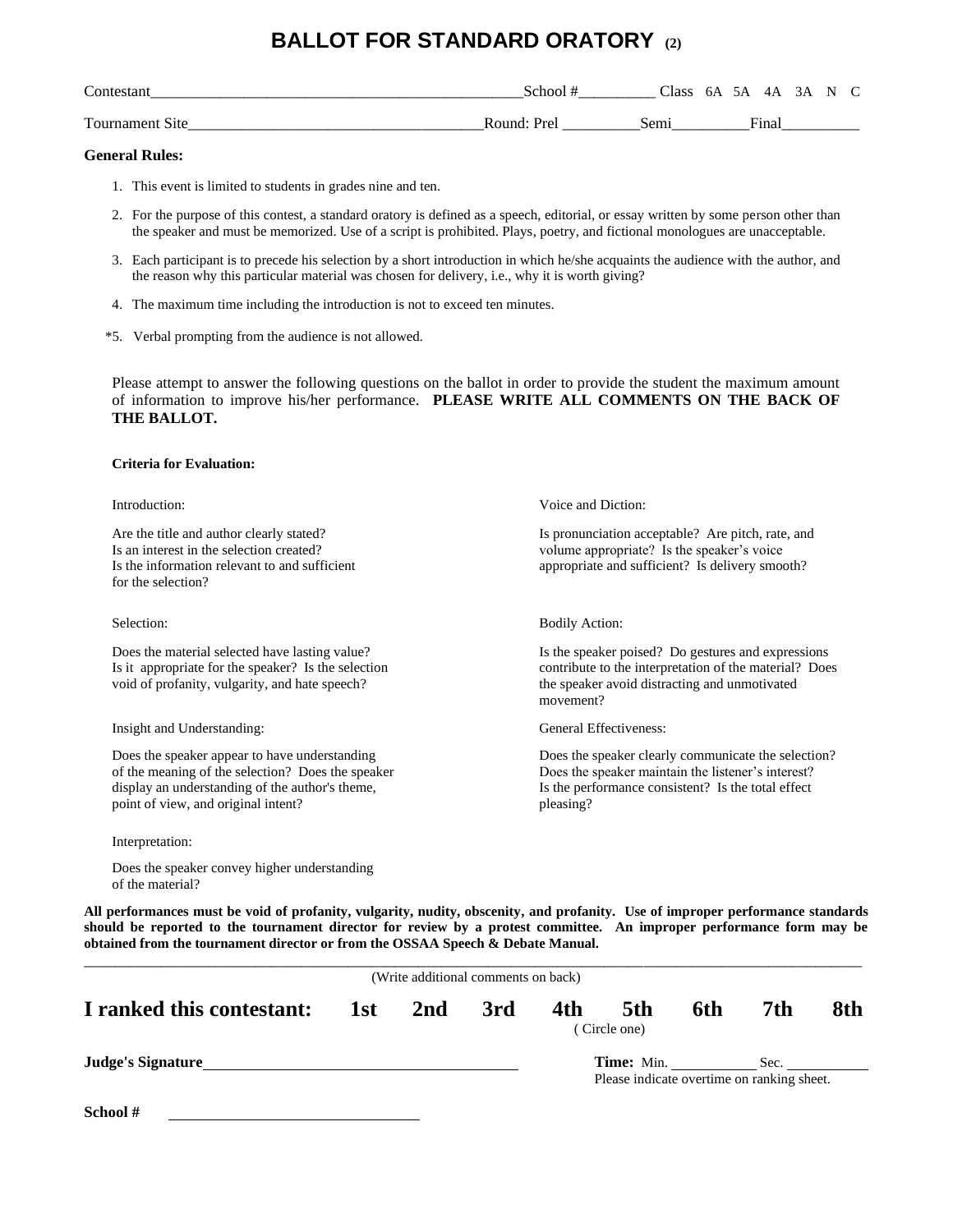# BALLOT FOR STANDARD ORATORY (2)

Contestant_______________________________________________School #_________ Class 6A 5A 4A 3A N C

Tournament Site____________________________________Round: Prel _________Semi_________Final_________

**General Rules:**

1. This event is limited to students in grades nine and ten.
2. For the purpose of this contest, a standard oratory is defined as a speech, editorial, or essay written by some person other than the speaker and must be memorized. Use of a script is prohibited. Plays, poetry, and fictional monologues are unacceptable.
3. Each participant is to precede his selection by a short introduction in which he/she acquaints the audience with the author, and the reason why this particular material was chosen for delivery, i.e., why it is worth giving?
4. The maximum time including the introduction is not to exceed ten minutes.

*5. Verbal prompting from the audience is not allowed.

Please attempt to answer the following questions on the ballot in order to provide the student the maximum amount of information to improve his/her performance. **PLEASE WRITE ALL COMMENTS ON THE BACK OF THE BALLOT.**

**Criteria for Evaluation:**

Introduction:

Are the title and author clearly stated?
Is an interest in the selection created?
Is the information relevant to and sufficient for the selection?

Selection:

Does the material selected have lasting value?
Is it appropriate for the speaker? Is the selection void of profanity, vulgarity, and hate speech?

Insight and Understanding:

Does the speaker appear to have understanding of the meaning of the selection? Does the speaker display an understanding of the author's theme, point of view, and original intent?

Interpretation:

Does the speaker convey higher understanding of the material?

Voice and Diction:

Is pronunciation acceptable? Are pitch, rate, and volume appropriate? Is the speaker's voice appropriate and sufficient? Is delivery smooth?

Bodily Action:

Is the speaker poised? Do gestures and expressions contribute to the interpretation of the material? Does the speaker avoid distracting and unmotivated movement?

General Effectiveness:

Does the speaker clearly communicate the selection? Does the speaker maintain the listener's interest? Is the performance consistent? Is the total effect pleasing?

**All performances must be void of profanity, vulgarity, nudity, obscenity, and profanity. Use of improper performance standards should be reported to the tournament director for review by a protest committee. An improper performance form may be obtained from the tournament director or from the OSSAA Speech & Debate Manual.**

(Write additional comments on back)

**I ranked this contestant: 1st 2nd 3rd 4th 5th 6th 7th 8th**
(Circle one)

**Judge's Signature**________________________________

**Time:** Min. __________ Sec. __________
Please indicate overtime on ranking sheet.

**School #** ____________________________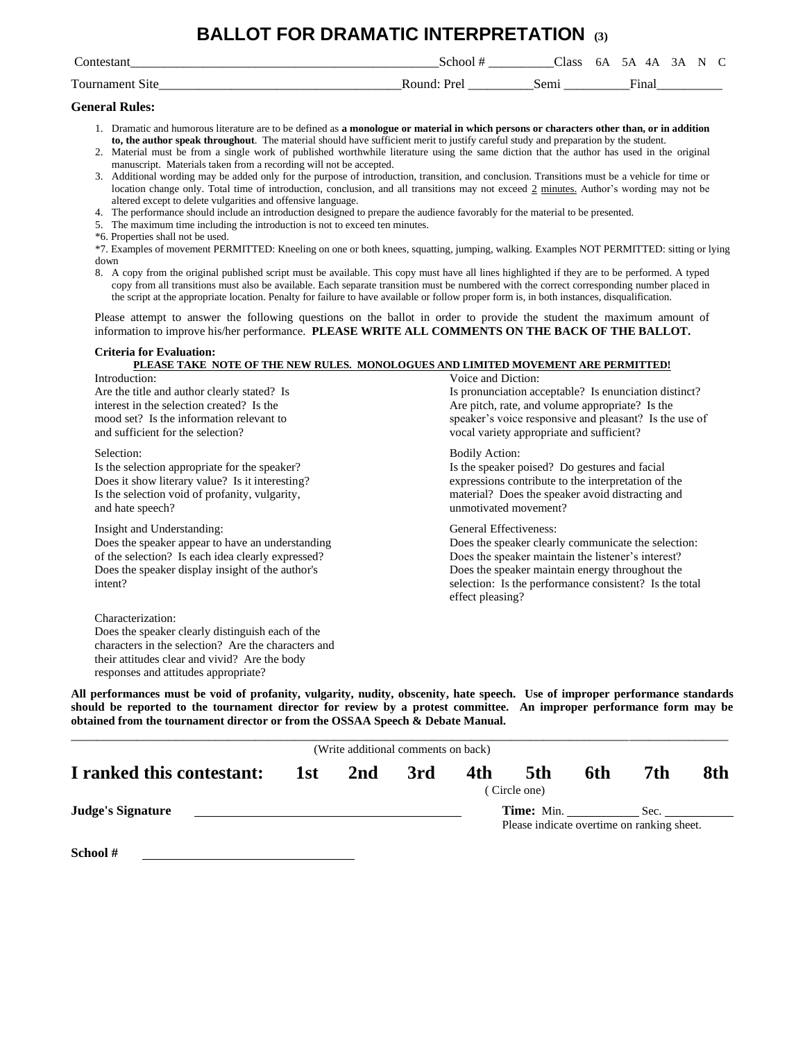# BALLOT FOR DRAMATIC INTERPRETATION (3)

Contestant_______________________________________________School # __________Class 6A 5A 4A 3A N C

Tournament Site____________________________________Round: Prel __________Semi __________Final__________

**General Rules:**

1. Dramatic and humorous literature are to be defined as **a monologue or material in which persons or characters other than, or in addition to, the author speak throughout**. The material should have sufficient merit to justify careful study and preparation by the student.
2. Material must be from a single work of published worthwhile literature using the same diction that the author has used in the original manuscript. Materials taken from a recording will not be accepted.
3. Additional wording may be added only for the purpose of introduction, transition, and conclusion. Transitions must be a vehicle for time or location change only. Total time of introduction, conclusion, and all transitions may not exceed 2 minutes. Author's wording may not be altered except to delete vulgarities and offensive language.
4. The performance should include an introduction designed to prepare the audience favorably for the material to be presented.
5. The maximum time including the introduction is not to exceed ten minutes.

*6. Properties shall not be used.

*7. Examples of movement PERMITTED: Kneeling on one or both knees, squatting, jumping, walking. Examples NOT PERMITTED: sitting or lying down

8. A copy from the original published script must be available. This copy must have all lines highlighted if they are to be performed. A typed copy from all transitions must also be available. Each separate transition must be numbered with the correct corresponding number placed in the script at the appropriate location. Penalty for failure to have available or follow proper form is, in both instances, disqualification.

Please attempt to answer the following questions on the ballot in order to provide the student the maximum amount of information to improve his/her performance. **PLEASE WRITE ALL COMMENTS ON THE BACK OF THE BALLOT.**

**Criteria for Evaluation:**

**PLEASE TAKE NOTE OF THE NEW RULES. MONOLOGUES AND LIMITED MOVEMENT ARE PERMITTED!**

Introduction:
Are the title and author clearly stated? Is interest in the selection created? Is the mood set? Is the information relevant to and sufficient for the selection?

Selection:
Is the selection appropriate for the speaker? Does it show literary value? Is it interesting? Is the selection void of profanity, vulgarity, and hate speech?

Insight and Understanding:
Does the speaker appear to have an understanding of the selection? Is each idea clearly expressed? Does the speaker display insight of the author's intent?

Characterization:
Does the speaker clearly distinguish each of the characters in the selection? Are the characters and their attitudes clear and vivid? Are the body responses and attitudes appropriate?

Voice and Diction:
Is pronunciation acceptable? Is enunciation distinct? Are pitch, rate, and volume appropriate? Is the speaker's voice responsive and pleasant? Is the use of vocal variety appropriate and sufficient?

Bodily Action:
Is the speaker poised? Do gestures and facial expressions contribute to the interpretation of the material? Does the speaker avoid distracting and unmotivated movement?

General Effectiveness:
Does the speaker clearly communicate the selection: Does the speaker maintain the listener's interest? Does the speaker maintain energy throughout the selection: Is the performance consistent? Is the total effect pleasing?

**All performances must be void of profanity, vulgarity, nudity, obscenity, hate speech. Use of improper performance standards should be reported to the tournament director for review by a protest committee. An improper performance form may be obtained from the tournament director or from the OSSAA Speech & Debate Manual.**

(Write additional comments on back)

**I ranked this contestant: 1st 2nd 3rd 4th 5th 6th 7th 8th**
(Circle one)

**Judge's Signature** ________________________ **Time:** Min. ________ Sec. ________
Please indicate overtime on ranking sheet.

**School #** ________________________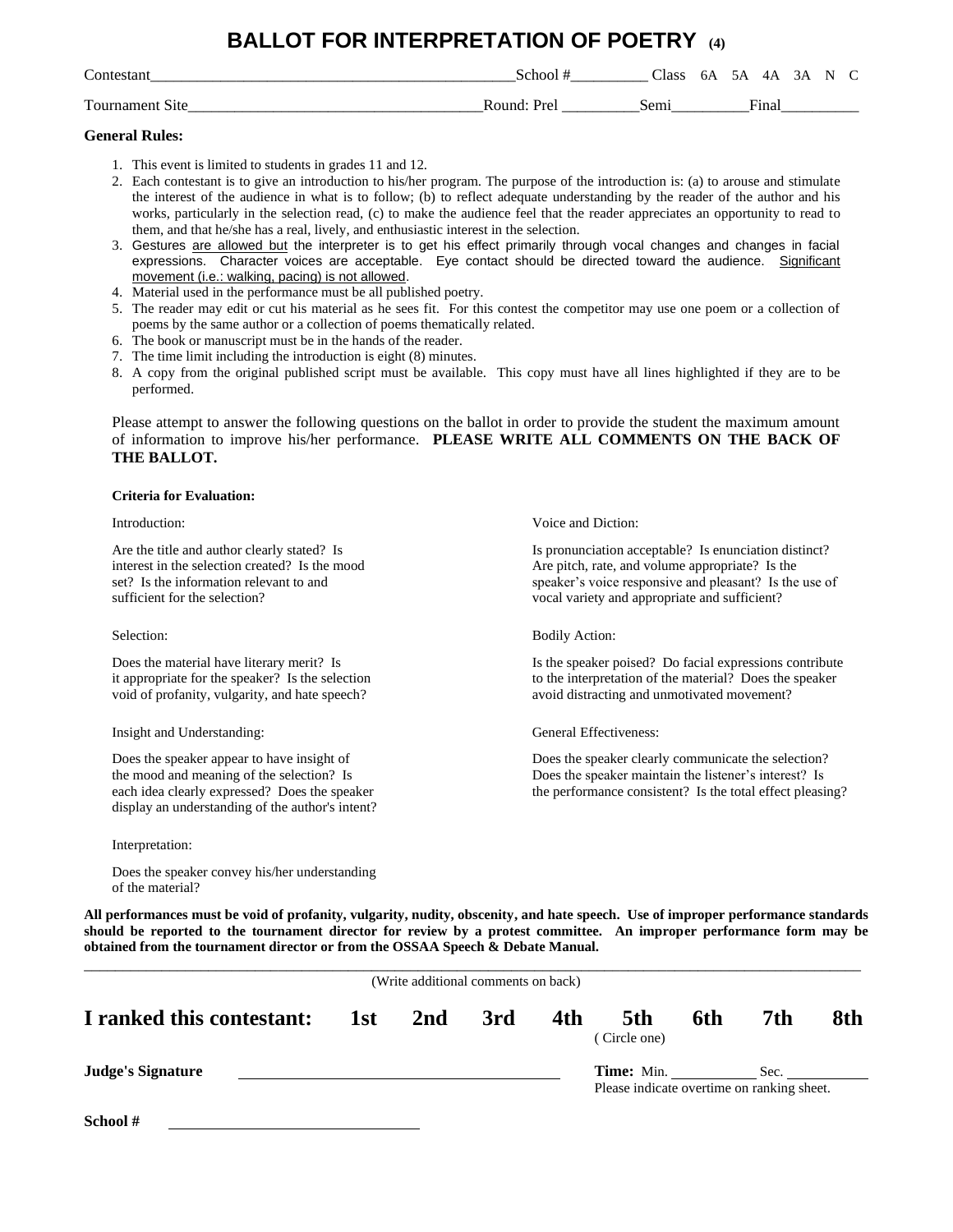# BALLOT FOR INTERPRETATION OF POETRY (4)

Contestant_______________________________________________School #_________ Class 6A 5A 4A 3A N C

Tournament Site____________________________________Round: Prel _________Semi_________Final_________

**General Rules:**

1. This event is limited to students in grades 11 and 12.
2. Each contestant is to give an introduction to his/her program. The purpose of the introduction is: (a) to arouse and stimulate the interest of the audience in what is to follow; (b) to reflect adequate understanding by the reader of the author and his works, particularly in the selection read, (c) to make the audience feel that the reader appreciates an opportunity to read to them, and that he/she has a real, lively, and enthusiastic interest in the selection.
3. Gestures <u>are allowed but</u> the interpreter is to get his effect primarily through vocal changes and changes in facial expressions. Character voices are acceptable. Eye contact should be directed toward the audience. <u>Significant movement (i.e.: walking, pacing) is not allowed</u>.
4. Material used in the performance must be all published poetry.
5. The reader may edit or cut his material as he sees fit. For this contest the competitor may use one poem or a collection of poems by the same author or a collection of poems thematically related.
6. The book or manuscript must be in the hands of the reader.
7. The time limit including the introduction is eight (8) minutes.
8. A copy from the original published script must be available. This copy must have all lines highlighted if they are to be performed.

Please attempt to answer the following questions on the ballot in order to provide the student the maximum amount of information to improve his/her performance. **PLEASE WRITE ALL COMMENTS ON THE BACK OF THE BALLOT.**

**Criteria for Evaluation:**

Introduction:

Are the title and author clearly stated? Is interest in the selection created? Is the mood set? Is the information relevant to and sufficient for the selection?

Selection:

Does the material have literary merit? Is it appropriate for the speaker? Is the selection void of profanity, vulgarity, and hate speech?

Insight and Understanding:

Does the speaker appear to have insight of the mood and meaning of the selection? Is each idea clearly expressed? Does the speaker display an understanding of the author's intent?

Interpretation:

Does the speaker convey his/her understanding of the material?

Voice and Diction:

Is pronunciation acceptable? Is enunciation distinct? Are pitch, rate, and volume appropriate? Is the speaker's voice responsive and pleasant? Is the use of vocal variety and appropriate and sufficient?

Bodily Action:

Is the speaker poised? Do facial expressions contribute to the interpretation of the material? Does the speaker avoid distracting and unmotivated movement?

General Effectiveness:

Does the speaker clearly communicate the selection? Does the speaker maintain the listener's interest? Is the performance consistent? Is the total effect pleasing?

**All performances must be void of profanity, vulgarity, nudity, obscenity, and hate speech. Use of improper performance standards should be reported to the tournament director for review by a protest committee. An improper performance form may be obtained from the tournament director or from the OSSAA Speech & Debate Manual.**

(Write additional comments on back)

**I ranked this contestant: 1st 2nd 3rd 4th 5th 6th 7th 8th**

(Circle one)

**Judge's Signature** ______________________ **Time:** Min. ________ Sec. ________

Please indicate overtime on ranking sheet.

**School #** ____________________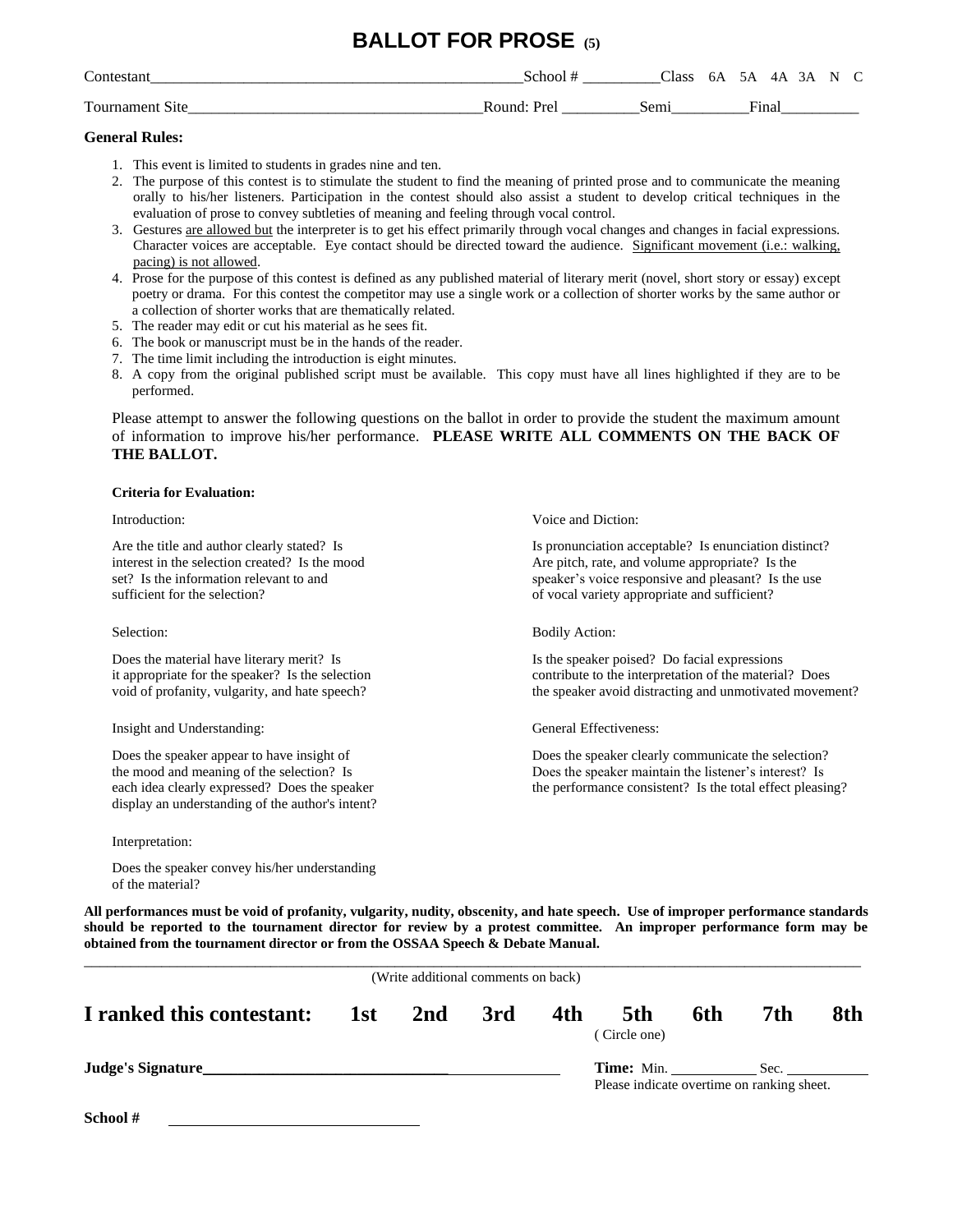# BALLOT FOR PROSE (5)

Contestant_______________________________________________School # __________Class 6A 5A 4A 3A N C

Tournament Site_____________________________________Round: Prel __________Semi__________Final__________

**General Rules:**

1. This event is limited to students in grades nine and ten.
2. The purpose of this contest is to stimulate the student to find the meaning of printed prose and to communicate the meaning orally to his/her listeners. Participation in the contest should also assist a student to develop critical techniques in the evaluation of prose to convey subtleties of meaning and feeling through vocal control.
3. Gestures <u>are allowed but</u> the interpreter is to get his effect primarily through vocal changes and changes in facial expressions. Character voices are acceptable. Eye contact should be directed toward the audience. <u>Significant movement (i.e.: walking, pacing) is not allowed</u>.
4. Prose for the purpose of this contest is defined as any published material of literary merit (novel, short story or essay) except poetry or drama. For this contest the competitor may use a single work or a collection of shorter works by the same author or a collection of shorter works that are thematically related.
5. The reader may edit or cut his material as he sees fit.
6. The book or manuscript must be in the hands of the reader.
7. The time limit including the introduction is eight minutes.
8. A copy from the original published script must be available. This copy must have all lines highlighted if they are to be performed.

Please attempt to answer the following questions on the ballot in order to provide the student the maximum amount of information to improve his/her performance. **PLEASE WRITE ALL COMMENTS ON THE BACK OF THE BALLOT.**

**Criteria for Evaluation:**

Introduction:

Are the title and author clearly stated? Is interest in the selection created? Is the mood set? Is the information relevant to and sufficient for the selection?

Selection:

Does the material have literary merit? Is it appropriate for the speaker? Is the selection void of profanity, vulgarity, and hate speech?

Insight and Understanding:

Does the speaker appear to have insight of the mood and meaning of the selection? Is each idea clearly expressed? Does the speaker display an understanding of the author's intent?

Interpretation:

Does the speaker convey his/her understanding of the material?

Voice and Diction:

Is pronunciation acceptable? Is enunciation distinct? Are pitch, rate, and volume appropriate? Is the speaker's voice responsive and pleasant? Is the use of vocal variety appropriate and sufficient?

Bodily Action:

Is the speaker poised? Do facial expressions contribute to the interpretation of the material? Does the speaker avoid distracting and unmotivated movement?

General Effectiveness:

Does the speaker clearly communicate the selection? Does the speaker maintain the listener's interest? Is the performance consistent? Is the total effect pleasing?

**All performances must be void of profanity, vulgarity, nudity, obscenity, and hate speech. Use of improper performance standards should be reported to the tournament director for review by a protest committee. An improper performance form may be obtained from the tournament director or from the OSSAA Speech & Debate Manual.**

(Write additional comments on back)

**I ranked this contestant: 1st 2nd 3rd 4th 5th 6th 7th 8th**
(Circle one)

**Judge's Signature**________________________________________

**Time:** Min. ____________ Sec. ____________
Please indicate overtime on ranking sheet.

**School #** ______________________________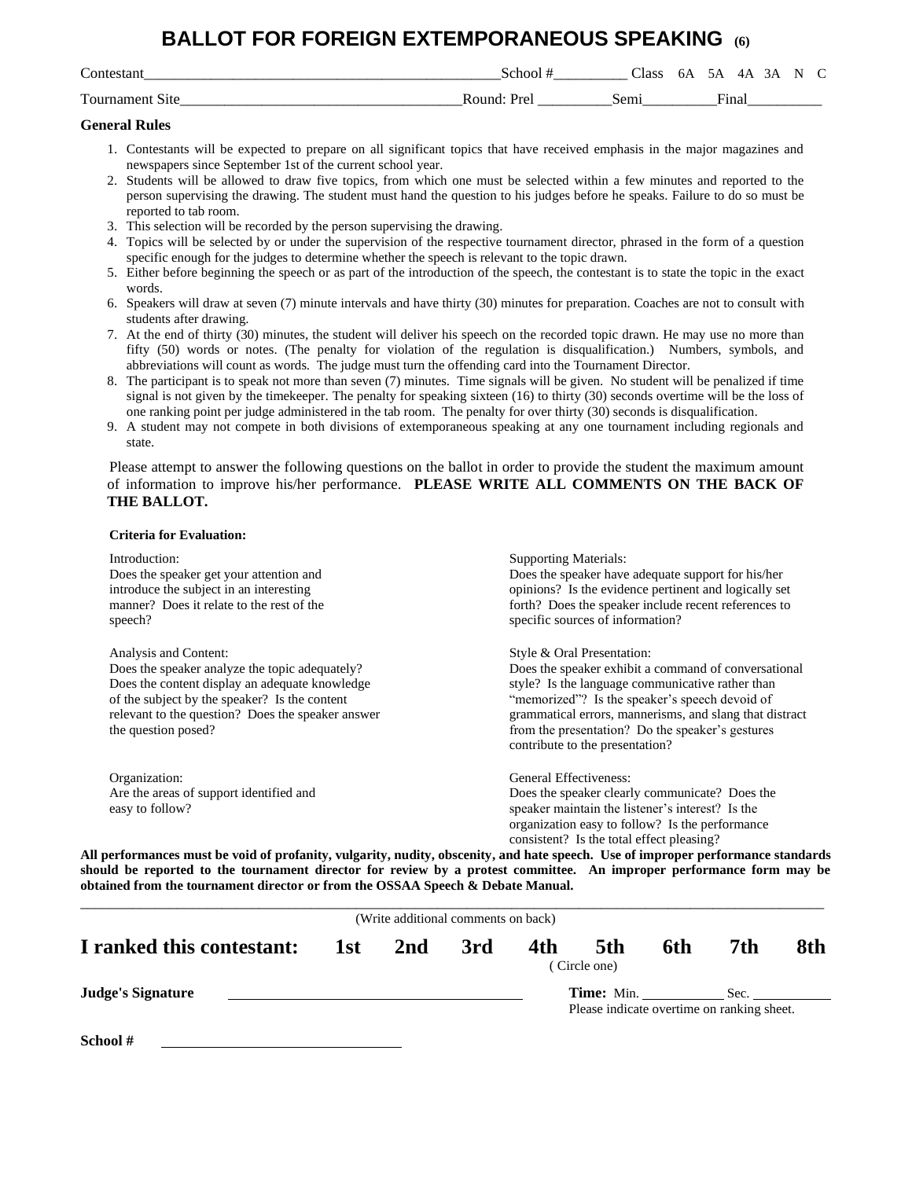# BALLOT FOR FOREIGN EXTEMPORANEOUS SPEAKING (6)

Contestant_______________________________________________School #_________ Class 6A 5A 4A 3A N C

Tournament Site___________________________________Round: Prel _________Semi_________Final_________

**General Rules**

1. Contestants will be expected to prepare on all significant topics that have received emphasis in the major magazines and newspapers since September 1st of the current school year.
2. Students will be allowed to draw five topics, from which one must be selected within a few minutes and reported to the person supervising the drawing. The student must hand the question to his judges before he speaks. Failure to do so must be reported to tab room.
3. This selection will be recorded by the person supervising the drawing.
4. Topics will be selected by or under the supervision of the respective tournament director, phrased in the form of a question specific enough for the judges to determine whether the speech is relevant to the topic drawn.
5. Either before beginning the speech or as part of the introduction of the speech, the contestant is to state the topic in the exact words.
6. Speakers will draw at seven (7) minute intervals and have thirty (30) minutes for preparation. Coaches are not to consult with students after drawing.
7. At the end of thirty (30) minutes, the student will deliver his speech on the recorded topic drawn. He may use no more than fifty (50) words or notes. (The penalty for violation of the regulation is disqualification.) Numbers, symbols, and abbreviations will count as words. The judge must turn the offending card into the Tournament Director.
8. The participant is to speak not more than seven (7) minutes. Time signals will be given. No student will be penalized if time signal is not given by the timekeeper. The penalty for speaking sixteen (16) to thirty (30) seconds overtime will be the loss of one ranking point per judge administered in the tab room. The penalty for over thirty (30) seconds is disqualification.
9. A student may not compete in both divisions of extemporaneous speaking at any one tournament including regionals and state.

Please attempt to answer the following questions on the ballot in order to provide the student the maximum amount of information to improve his/her performance. **PLEASE WRITE ALL COMMENTS ON THE BACK OF THE BALLOT.**

**Criteria for Evaluation:**

Introduction:
Does the speaker get your attention and introduce the subject in an interesting manner? Does it relate to the rest of the speech?

Analysis and Content:
Does the speaker analyze the topic adequately? Does the content display an adequate knowledge of the subject by the speaker? Is the content relevant to the question? Does the speaker answer the question posed?

Organization:
Are the areas of support identified and easy to follow?

Supporting Materials:
Does the speaker have adequate support for his/her opinions? Is the evidence pertinent and logically set forth? Does the speaker include recent references to specific sources of information?

Style & Oral Presentation:
Does the speaker exhibit a command of conversational style? Is the language communicative rather than "memorized"? Is the speaker's speech devoid of grammatical errors, mannerisms, and slang that distract from the presentation? Do the speaker's gestures contribute to the presentation?

General Effectiveness:
Does the speaker clearly communicate? Does the speaker maintain the listener's interest? Is the organization easy to follow? Is the performance consistent? Is the total effect pleasing?

**All performances must be void of profanity, vulgarity, nudity, obscenity, and hate speech. Use of improper performance standards should be reported to the tournament director for review by a protest committee. An improper performance form may be obtained from the tournament director or from the OSSAA Speech & Debate Manual.**

(Write additional comments on back)

**I ranked this contestant: 1st 2nd 3rd 4th 5th 6th 7th 8th**
(Circle one)

**Judge's Signature** ________________________ **Time:** Min. ________ Sec. ________
Please indicate overtime on ranking sheet.

**School #** ____________________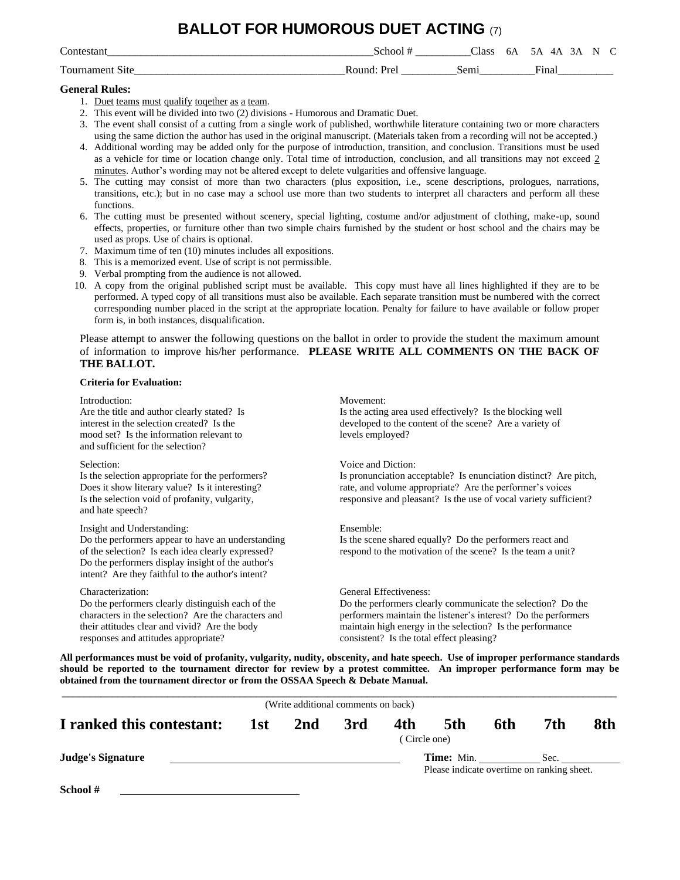# BALLOT FOR HUMOROUS DUET ACTING (7)

Contestant________________________________________________School # _________Class 6A 5A 4A 3A N C

Tournament Site____________________________________Round: Prel _________Semi_________Final_________

**General Rules:**

1. Duet teams must qualify together as a team.
2. This event will be divided into two (2) divisions - Humorous and Dramatic Duet.
3. The event shall consist of a cutting from a single work of published, worthwhile literature containing two or more characters using the same diction the author has used in the original manuscript. (Materials taken from a recording will not be accepted.)
4. Additional wording may be added only for the purpose of introduction, transition, and conclusion. Transitions must be used as a vehicle for time or location change only. Total time of introduction, conclusion, and all transitions may not exceed 2 minutes. Author's wording may not be altered except to delete vulgarities and offensive language.
5. The cutting may consist of more than two characters (plus exposition, i.e., scene descriptions, prologues, narrations, transitions, etc.); but in no case may a school use more than two students to interpret all characters and perform all these functions.
6. The cutting must be presented without scenery, special lighting, costume and/or adjustment of clothing, make-up, sound effects, properties, or furniture other than two simple chairs furnished by the student or host school and the chairs may be used as props. Use of chairs is optional.
7. Maximum time of ten (10) minutes includes all expositions.
8. This is a memorized event. Use of script is not permissible.
9. Verbal prompting from the audience is not allowed.
10. A copy from the original published script must be available. This copy must have all lines highlighted if they are to be performed. A typed copy of all transitions must also be available. Each separate transition must be numbered with the correct corresponding number placed in the script at the appropriate location. Penalty for failure to have available or follow proper form is, in both instances, disqualification.

Please attempt to answer the following questions on the ballot in order to provide the student the maximum amount of information to improve his/her performance. **PLEASE WRITE ALL COMMENTS ON THE BACK OF THE BALLOT.**

**Criteria for Evaluation:**

Introduction:
Are the title and author clearly stated? Is interest in the selection created? Is the mood set? Is the information relevant to and sufficient for the selection?

Selection:
Is the selection appropriate for the performers? Does it show literary value? Is it interesting? Is the selection void of profanity, vulgarity, and hate speech?

Insight and Understanding:
Do the performers appear to have an understanding of the selection? Is each idea clearly expressed? Do the performers display insight of the author's intent? Are they faithful to the author's intent?

Characterization:
Do the performers clearly distinguish each of the characters in the selection? Are the characters and their attitudes clear and vivid? Are the body responses and attitudes appropriate?

Movement:
Is the acting area used effectively? Is the blocking well developed to the content of the scene? Are a variety of levels employed?

Voice and Diction:
Is pronunciation acceptable? Is enunciation distinct? Are pitch, rate, and volume appropriate? Are the performer's voices responsive and pleasant? Is the use of vocal variety sufficient?

Ensemble:
Is the scene shared equally? Do the performers react and respond to the motivation of the scene? Is the team a unit?

General Effectiveness:
Do the performers clearly communicate the selection? Do the performers maintain the listener's interest? Do the performers maintain high energy in the selection? Is the performance consistent? Is the total effect pleasing?

**All performances must be void of profanity, vulgarity, nudity, obscenity, and hate speech. Use of improper performance standards should be reported to the tournament director for review by a protest committee. An improper performance form may be obtained from the tournament director or from the OSSAA Speech & Debate Manual.**

(Write additional comments on back)

**I ranked this contestant: 1st 2nd 3rd 4th 5th 6th 7th 8th**

(Circle one)

**Judge's Signature** ______________________ **Time:** Min. ________ Sec. ________

Please indicate overtime on ranking sheet.

**School #** ______________________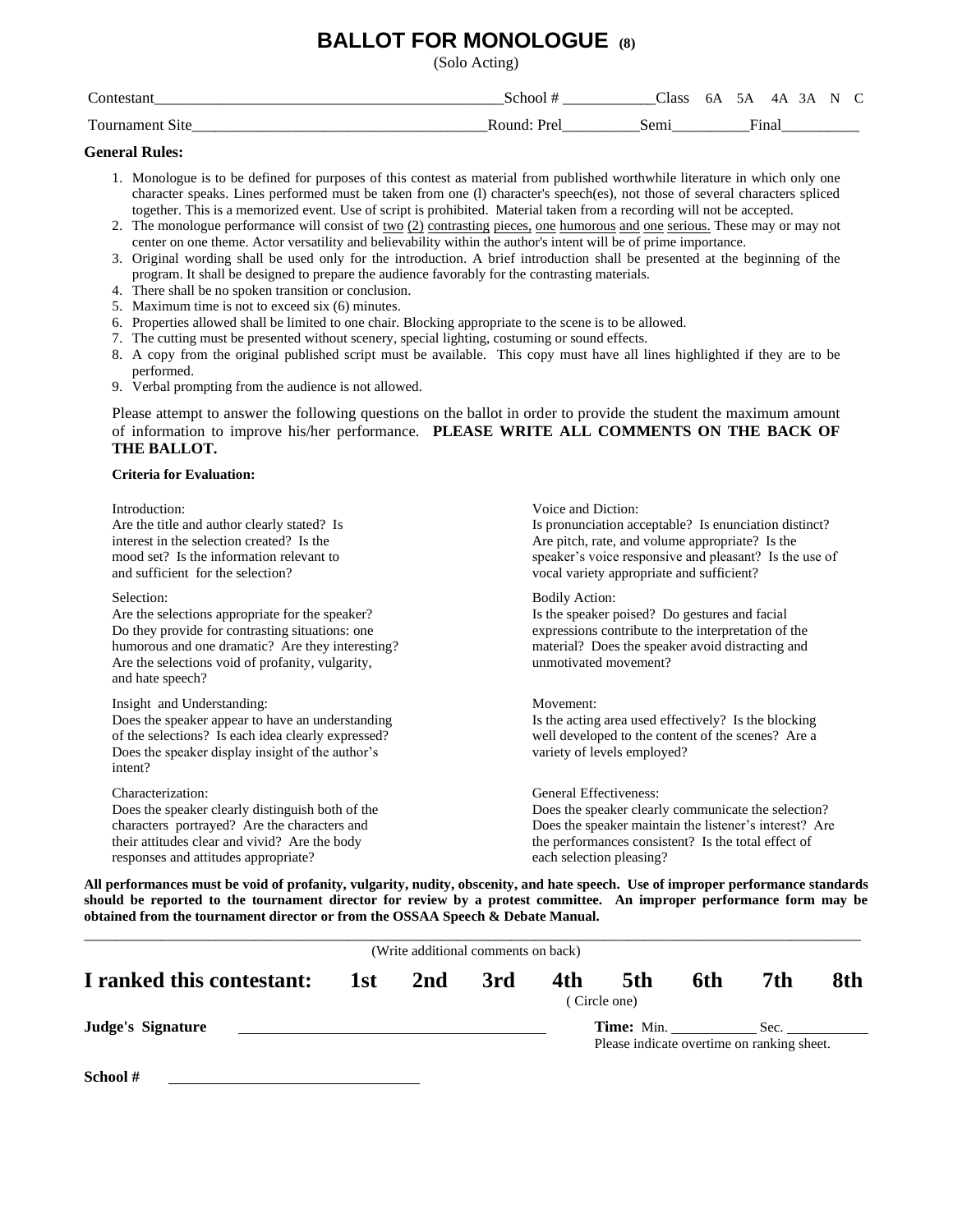# BALLOT FOR MONOLOGUE (8)

(Solo Acting)

Contestant\_\_\_\_\_\_\_\_\_\_\_\_\_\_\_\_\_\_\_\_\_\_\_\_\_\_\_\_\_\_\_\_\_\_\_\_\_\_\_\_\_\_\_\_\_School # \_\_\_\_\_\_\_\_\_\_\_\_Class 6A 5A 4A 3A N C

Tournament Site\_\_\_\_\_\_\_\_\_\_\_\_\_\_\_\_\_\_\_\_\_\_\_\_\_\_\_\_\_\_\_\_\_\_\_\_\_\_Round: Prel\_\_\_\_\_\_\_\_\_\_Semi\_\_\_\_\_\_\_\_\_\_Final\_\_\_\_\_\_\_\_\_\_

**General Rules:**

1. Monologue is to be defined for purposes of this contest as material from published worthwhile literature in which only one character speaks. Lines performed must be taken from one (l) character's speech(es), not those of several characters spliced together. This is a memorized event. Use of script is prohibited. Material taken from a recording will not be accepted.
2. The monologue performance will consist of two (2) contrasting pieces, one humorous and one serious. These may or may not center on one theme. Actor versatility and believability within the author's intent will be of prime importance.
3. Original wording shall be used only for the introduction. A brief introduction shall be presented at the beginning of the program. It shall be designed to prepare the audience favorably for the contrasting materials.
4. There shall be no spoken transition or conclusion.
5. Maximum time is not to exceed six (6) minutes.
6. Properties allowed shall be limited to one chair. Blocking appropriate to the scene is to be allowed.
7. The cutting must be presented without scenery, special lighting, costuming or sound effects.
8. A copy from the original published script must be available. This copy must have all lines highlighted if they are to be performed.
9. Verbal prompting from the audience is not allowed.

Please attempt to answer the following questions on the ballot in order to provide the student the maximum amount of information to improve his/her performance. **PLEASE WRITE ALL COMMENTS ON THE BACK OF THE BALLOT.**

**Criteria for Evaluation:**

Introduction:
Are the title and author clearly stated? Is interest in the selection created? Is the mood set? Is the information relevant to and sufficient for the selection?

Selection:
Are the selections appropriate for the speaker? Do they provide for contrasting situations: one humorous and one dramatic? Are they interesting? Are the selections void of profanity, vulgarity, and hate speech?

Insight and Understanding:
Does the speaker appear to have an understanding of the selections? Is each idea clearly expressed? Does the speaker display insight of the author's intent?

Characterization:
Does the speaker clearly distinguish both of the characters portrayed? Are the characters and their attitudes clear and vivid? Are the body responses and attitudes appropriate?

Voice and Diction:
Is pronunciation acceptable? Is enunciation distinct? Are pitch, rate, and volume appropriate? Is the speaker's voice responsive and pleasant? Is the use of vocal variety appropriate and sufficient?

Bodily Action:
Is the speaker poised? Do gestures and facial expressions contribute to the interpretation of the material? Does the speaker avoid distracting and unmotivated movement?

Movement:
Is the acting area used effectively? Is the blocking well developed to the content of the scenes? Are a variety of levels employed?

General Effectiveness:
Does the speaker clearly communicate the selection? Does the speaker maintain the listener's interest? Are the performances consistent? Is the total effect of each selection pleasing?

**All performances must be void of profanity, vulgarity, nudity, obscenity, and hate speech. Use of improper performance standards should be reported to the tournament director for review by a protest committee. An improper performance form may be obtained from the tournament director or from the OSSAA Speech & Debate Manual.**

(Write additional comments on back)

**I ranked this contestant: 1st 2nd 3rd 4th 5th 6th 7th 8th**

( Circle one)

**Judge's Signature** \_\_\_\_\_\_\_\_\_\_\_\_\_\_\_\_\_\_\_\_\_\_\_\_\_\_\_\_\_\_\_\_\_\_\_\_\_\_\_\_

**Time:** Min. \_\_\_\_\_\_\_\_\_\_\_ Sec. \_\_\_\_\_\_\_\_\_\_\_
Please indicate overtime on ranking sheet.

**School #** \_\_\_\_\_\_\_\_\_\_\_\_\_\_\_\_\_\_\_\_\_\_\_\_\_\_\_\_\_\_\_\_\_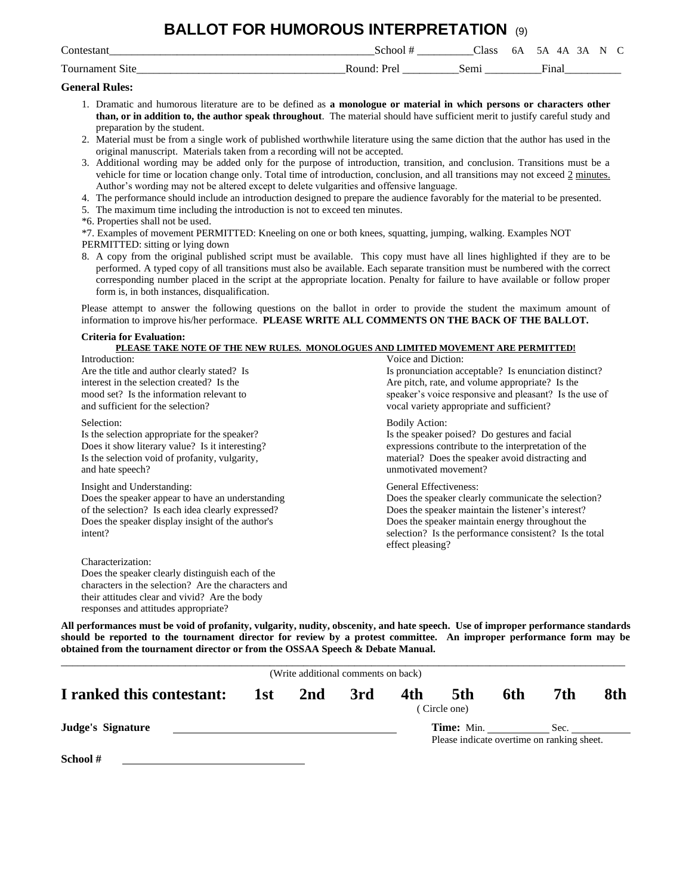# BALLOT FOR HUMOROUS INTERPRETATION (9)

Contestant_______________________________________________School # __________Class 6A 5A 4A 3A N C

Tournament Site____________________________________Round: Prel __________Semi __________Final__________

**General Rules:**

1. Dramatic and humorous literature are to be defined as **a monologue or material in which persons or characters other than, or in addition to, the author speak throughout**. The material should have sufficient merit to justify careful study and preparation by the student.
2. Material must be from a single work of published worthwhile literature using the same diction that the author has used in the original manuscript. Materials taken from a recording will not be accepted.
3. Additional wording may be added only for the purpose of introduction, transition, and conclusion. Transitions must be a vehicle for time or location change only. Total time of introduction, conclusion, and all transitions may not exceed 2 minutes. Author's wording may not be altered except to delete vulgarities and offensive language.
4. The performance should include an introduction designed to prepare the audience favorably for the material to be presented.
5. The maximum time including the introduction is not to exceed ten minutes.

*6. Properties shall not be used.

*7. Examples of movement PERMITTED: Kneeling on one or both knees, squatting, jumping, walking. Examples NOT PERMITTED: sitting or lying down

8. A copy from the original published script must be available. This copy must have all lines highlighted if they are to be performed. A typed copy of all transitions must also be available. Each separate transition must be numbered with the correct corresponding number placed in the script at the appropriate location. Penalty for failure to have available or follow proper form is, in both instances, disqualification.

Please attempt to answer the following questions on the ballot in order to provide the student the maximum amount of information to improve his/her performace. **PLEASE WRITE ALL COMMENTS ON THE BACK OF THE BALLOT.**

**Criteria for Evaluation:**

**PLEASE TAKE NOTE OF THE NEW RULES. MONOLOGUES AND LIMITED MOVEMENT ARE PERMITTED!**

Introduction:
Are the title and author clearly stated? Is interest in the selection created? Is the mood set? Is the information relevant to and sufficient for the selection?

Selection:
Is the selection appropriate for the speaker? Does it show literary value? Is it interesting? Is the selection void of profanity, vulgarity, and hate speech?

Insight and Understanding:
Does the speaker appear to have an understanding of the selection? Is each idea clearly expressed? Does the speaker display insight of the author's intent?

Characterization:
Does the speaker clearly distinguish each of the characters in the selection? Are the characters and their attitudes clear and vivid? Are the body responses and attitudes appropriate?

Voice and Diction:
Is pronunciation acceptable? Is enunciation distinct? Are pitch, rate, and volume appropriate? Is the speaker's voice responsive and pleasant? Is the use of vocal variety appropriate and sufficient?

Bodily Action:
Is the speaker poised? Do gestures and facial expressions contribute to the interpretation of the material? Does the speaker avoid distracting and unmotivated movement?

General Effectiveness:
Does the speaker clearly communicate the selection? Does the speaker maintain the listener's interest? Does the speaker maintain energy throughout the selection? Is the performance consistent? Is the total effect pleasing?

**All performances must be void of profanity, vulgarity, nudity, obscenity, and hate speech. Use of improper performance standards should be reported to the tournament director for review by a protest committee. An improper performance form may be obtained from the tournament director or from the OSSAA Speech & Debate Manual.**

(Write additional comments on back)

**I ranked this contestant: 1st 2nd 3rd 4th 5th 6th 7th 8th**
(Circle one)

**Judge's Signature** ____________________________ **Time:** Min. __________ Sec. __________
Please indicate overtime on ranking sheet.

**School #** ______________________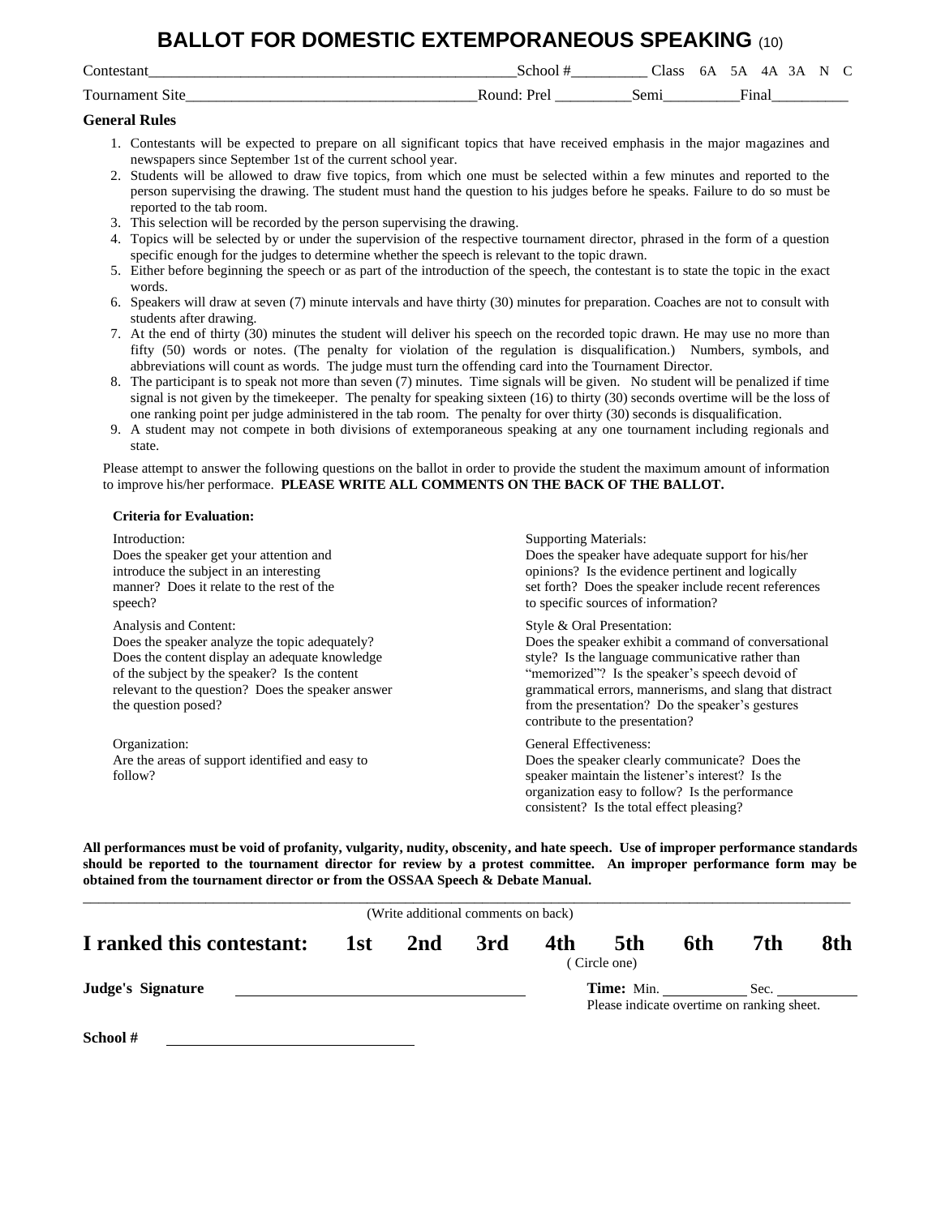# BALLOT FOR DOMESTIC EXTEMPORANEOUS SPEAKING (10)

Contestant_______________________________________________School #_________ Class 6A 5A 4A 3A N C

Tournament Site____________________________________Round: Prel _________Semi_________Final_________

**General Rules**

1. Contestants will be expected to prepare on all significant topics that have received emphasis in the major magazines and newspapers since September 1st of the current school year.
2. Students will be allowed to draw five topics, from which one must be selected within a few minutes and reported to the person supervising the drawing. The student must hand the question to his judges before he speaks. Failure to do so must be reported to the tab room.
3. This selection will be recorded by the person supervising the drawing.
4. Topics will be selected by or under the supervision of the respective tournament director, phrased in the form of a question specific enough for the judges to determine whether the speech is relevant to the topic drawn.
5. Either before beginning the speech or as part of the introduction of the speech, the contestant is to state the topic in the exact words.
6. Speakers will draw at seven (7) minute intervals and have thirty (30) minutes for preparation. Coaches are not to consult with students after drawing.
7. At the end of thirty (30) minutes the student will deliver his speech on the recorded topic drawn. He may use no more than fifty (50) words or notes. (The penalty for violation of the regulation is disqualification.) Numbers, symbols, and abbreviations will count as words. The judge must turn the offending card into the Tournament Director.
8. The participant is to speak not more than seven (7) minutes. Time signals will be given. No student will be penalized if time signal is not given by the timekeeper. The penalty for speaking sixteen (16) to thirty (30) seconds overtime will be the loss of one ranking point per judge administered in the tab room. The penalty for over thirty (30) seconds is disqualification.
9. A student may not compete in both divisions of extemporaneous speaking at any one tournament including regionals and state.

Please attempt to answer the following questions on the ballot in order to provide the student the maximum amount of information to improve his/her performace. **PLEASE WRITE ALL COMMENTS ON THE BACK OF THE BALLOT.**

**Criteria for Evaluation:**

Introduction:
Does the speaker get your attention and introduce the subject in an interesting manner? Does it relate to the rest of the speech?

Analysis and Content:
Does the speaker analyze the topic adequately? Does the content display an adequate knowledge of the subject by the speaker? Is the content relevant to the question? Does the speaker answer the question posed?

Organization:
Are the areas of support identified and easy to follow?

Supporting Materials:
Does the speaker have adequate support for his/her opinions? Is the evidence pertinent and logically set forth? Does the speaker include recent references to specific sources of information?

Style & Oral Presentation:
Does the speaker exhibit a command of conversational style? Is the language communicative rather than "memorized"? Is the speaker's speech devoid of grammatical errors, mannerisms, and slang that distract from the presentation? Do the speaker's gestures contribute to the presentation?

General Effectiveness:
Does the speaker clearly communicate? Does the speaker maintain the listener's interest? Is the organization easy to follow? Is the performance consistent? Is the total effect pleasing?

**All performances must be void of profanity, vulgarity, nudity, obscenity, and hate speech. Use of improper performance standards should be reported to the tournament director for review by a protest committee. An improper performance form may be obtained from the tournament director or from the OSSAA Speech & Debate Manual.**

(Write additional comments on back)

**I ranked this contestant: 1st 2nd 3rd 4th 5th 6th 7th 8th**
(Circle one)

**Judge's Signature** ____________________ **Time:** Min. ________ Sec. ________
Please indicate overtime on ranking sheet.

**School #** ____________________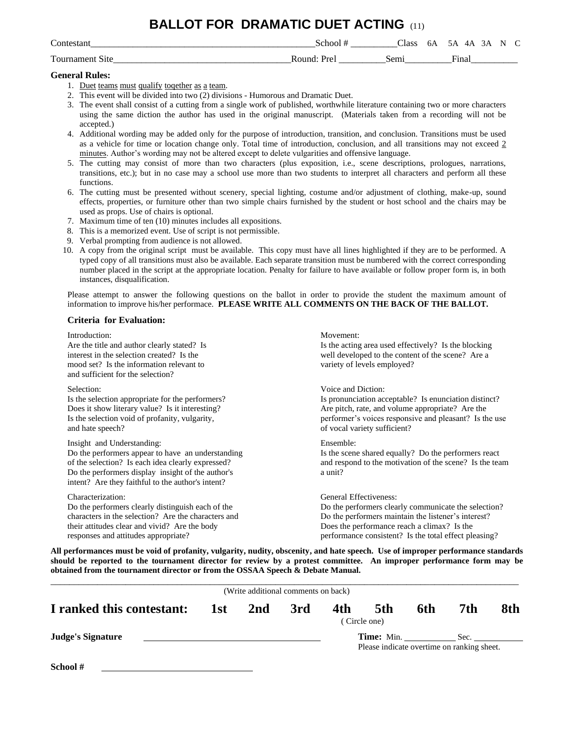# BALLOT FOR DRAMATIC DUET ACTING (11)

Contestant_______________________________________________School # _________Class 6A 5A 4A 3A N C

Tournament Site____________________________________Round: Prel _________Semi_________Final_________

**General Rules:**

1. Duet teams must qualify together as a team.
2. This event will be divided into two (2) divisions - Humorous and Dramatic Duet.
3. The event shall consist of a cutting from a single work of published, worthwhile literature containing two or more characters using the same diction the author has used in the original manuscript. (Materials taken from a recording will not be accepted.)
4. Additional wording may be added only for the purpose of introduction, transition, and conclusion. Transitions must be used as a vehicle for time or location change only. Total time of introduction, conclusion, and all transitions may not exceed 2 minutes. Author's wording may not be altered except to delete vulgarities and offensive language.
5. The cutting may consist of more than two characters (plus exposition, i.e., scene descriptions, prologues, narrations, transitions, etc.); but in no case may a school use more than two students to interpret all characters and perform all these functions.
6. The cutting must be presented without scenery, special lighting, costume and/or adjustment of clothing, make-up, sound effects, properties, or furniture other than two simple chairs furnished by the student or host school and the chairs may be used as props. Use of chairs is optional.
7. Maximum time of ten (10) minutes includes all expositions.
8. This is a memorized event. Use of script is not permissible.
9. Verbal prompting from audience is not allowed.
10. A copy from the original script must be available. This copy must have all lines highlighted if they are to be performed. A typed copy of all transitions must also be available. Each separate transition must be numbered with the correct corresponding number placed in the script at the appropriate location. Penalty for failure to have available or follow proper form is, in both instances, disqualification.

Please attempt to answer the following questions on the ballot in order to provide the student the maximum amount of information to improve his/her performace. **PLEASE WRITE ALL COMMENTS ON THE BACK OF THE BALLOT.**

### Criteria for Evaluation:

Introduction:
Are the title and author clearly stated? Is interest in the selection created? Is the mood set? Is the information relevant to and sufficient for the selection?

Selection:
Is the selection appropriate for the performers? Does it show literary value? Is it interesting? Is the selection void of profanity, vulgarity, and hate speech?

Insight and Understanding:
Do the performers appear to have an understanding of the selection? Is each idea clearly expressed? Do the performers display insight of the author's intent? Are they faithful to the author's intent?

Characterization:
Do the performers clearly distinguish each of the characters in the selection? Are the characters and their attitudes clear and vivid? Are the body responses and attitudes appropriate?

Movement:
Is the acting area used effectively? Is the blocking well developed to the content of the scene? Are a variety of levels employed?

Voice and Diction:
Is pronunciation acceptable? Is enunciation distinct? Are pitch, rate, and volume appropriate? Are the performer's voices responsive and pleasant? Is the use of vocal variety sufficient?

Ensemble:
Is the scene shared equally? Do the performers react and respond to the motivation of the scene? Is the team a unit?

General Effectiveness:
Do the performers clearly communicate the selection? Do the performers maintain the listener's interest? Does the performance reach a climax? Is the performance consistent? Is the total effect pleasing?

**All performances must be void of profanity, vulgarity, nudity, obscenity, and hate speech. Use of improper performance standards should be reported to the tournament director for review by a protest committee. An improper performance form may be obtained from the tournament director or from the OSSAA Speech & Debate Manual.**

(Write additional comments on back)

**I ranked this contestant: 1st 2nd 3rd 4th 5th 6th 7th 8th**
( Circle one)

**Judge's Signature** ____________________ **Time:** Min. ________ Sec. ________
Please indicate overtime on ranking sheet.

**School #** ____________________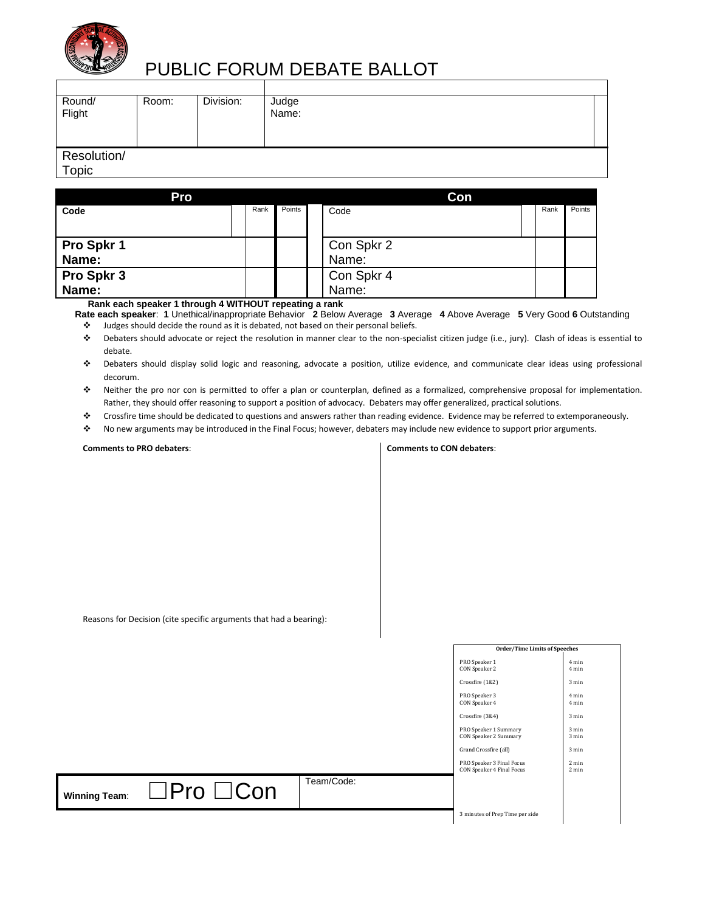# PUBLIC FORUM DEBATE BALLOT

| Round/ Flight | Room: | Division: | Judge Name: |
|---|---|---|---|
| | | | |

Resolution/ Topic

| **Pro** | Rank | Points | **Con** | Rank | Points |
|---|---|---|---|---|---|
| **Code** | | | Code | | |
| **Pro Spkr 1 Name:** | | | Con Spkr 2 Name: | | |
| **Pro Spkr 3 Name:** | | | Con Spkr 4 Name: | | |

**Rank each speaker 1 through 4 WITHOUT repeating a rank**

**Rate each speaker**: **1** Unethical/inappropriate Behavior **2** Below Average **3** Average **4** Above Average **5** Very Good **6** Outstanding

- Judges should decide the round as it is debated, not based on their personal beliefs.
- Debaters should advocate or reject the resolution in manner clear to the non-specialist citizen judge (i.e., jury). Clash of ideas is essential to debate.
- Debaters should display solid logic and reasoning, advocate a position, utilize evidence, and communicate clear ideas using professional decorum.
- Neither the pro nor con is permitted to offer a plan or counterplan, defined as a formalized, comprehensive proposal for implementation. Rather, they should offer reasoning to support a position of advocacy. Debaters may offer generalized, practical solutions.
- Crossfire time should be dedicated to questions and answers rather than reading evidence. Evidence may be referred to extemporaneously.
- No new arguments may be introduced in the Final Focus; however, debaters may include new evidence to support prior arguments.

**Comments to PRO debaters**:

**Comments to CON debaters**:

Reasons for Decision (cite specific arguments that had a bearing):

| Order/Time Limits of Speeches | |
|---|---|
| PRO Speaker 1<br>CON Speaker 2 | 4 min<br>4 min |
| Crossfire (1&2) | 3 min |
| PRO Speaker 3<br>CON Speaker 4 | 4 min<br>4 min |
| Crossfire (3&4) | 3 min |
| PRO Speaker 1 Summary<br>CON Speaker 2 Summary | 3 min<br>3 min |
| Grand Crossfire (all) | 3 min |
| PRO Speaker 3 Final Focus<br>CON Speaker 4 Final Focus | 2 min<br>2 min |
| 3 minutes of Prep Time per side | |

**Winning Team**: ☐Pro ☐Con Team/Code: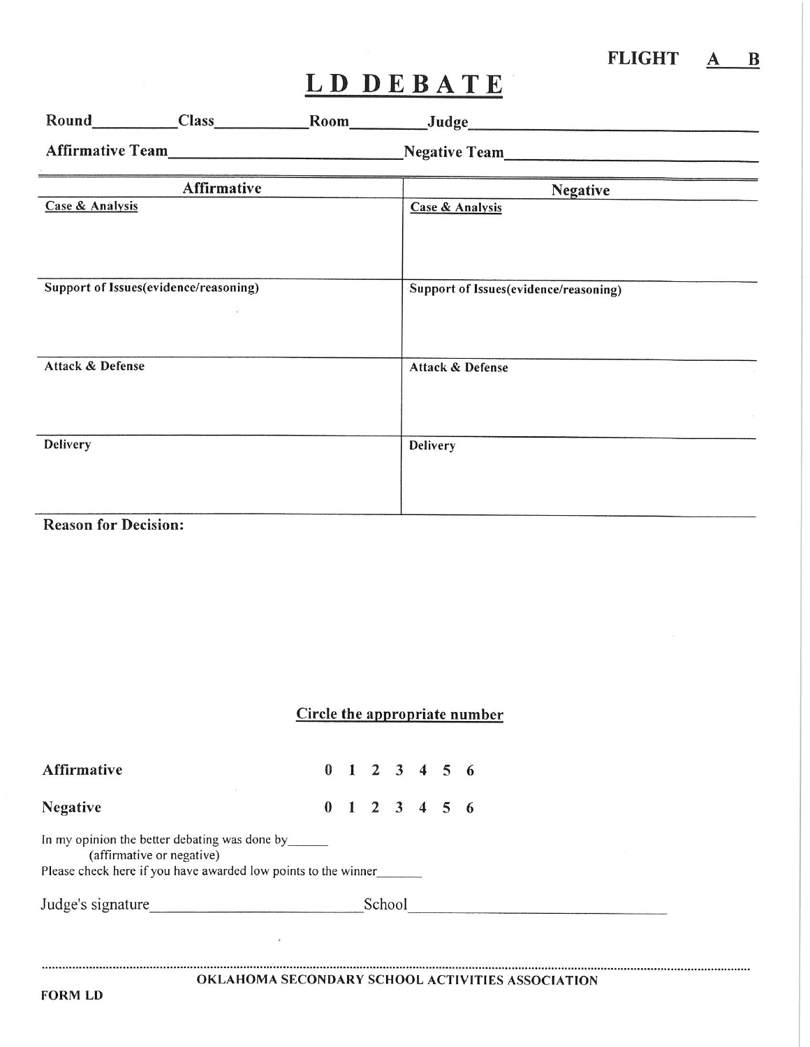FLIGHT A B

# LD DEBATE

Round__________ Class__________ Room__________ Judge______________________________

Affirmative Team______________________________ Negative Team______________________________

| Affirmative | Negative |
|---|---|
| Case & Analysis | Case & Analysis |
| Support of Issues(evidence/reasoning) | Support of Issues(evidence/reasoning) |
| Attack & Defense | Attack & Defense |
| Delivery | Delivery |

**Reason for Decision:**

**Circle the appropriate number**

**Affirmative** 0 1 2 3 4 5 6

**Negative** 0 1 2 3 4 5 6

In my opinion the better debating was done by______
(affirmative or negative)

Please check here if you have awarded low points to the winner_______

Judge's signature__________________________ School______________________________

OKLAHOMA SECONDARY SCHOOL ACTIVITIES ASSOCIATION

FORM LD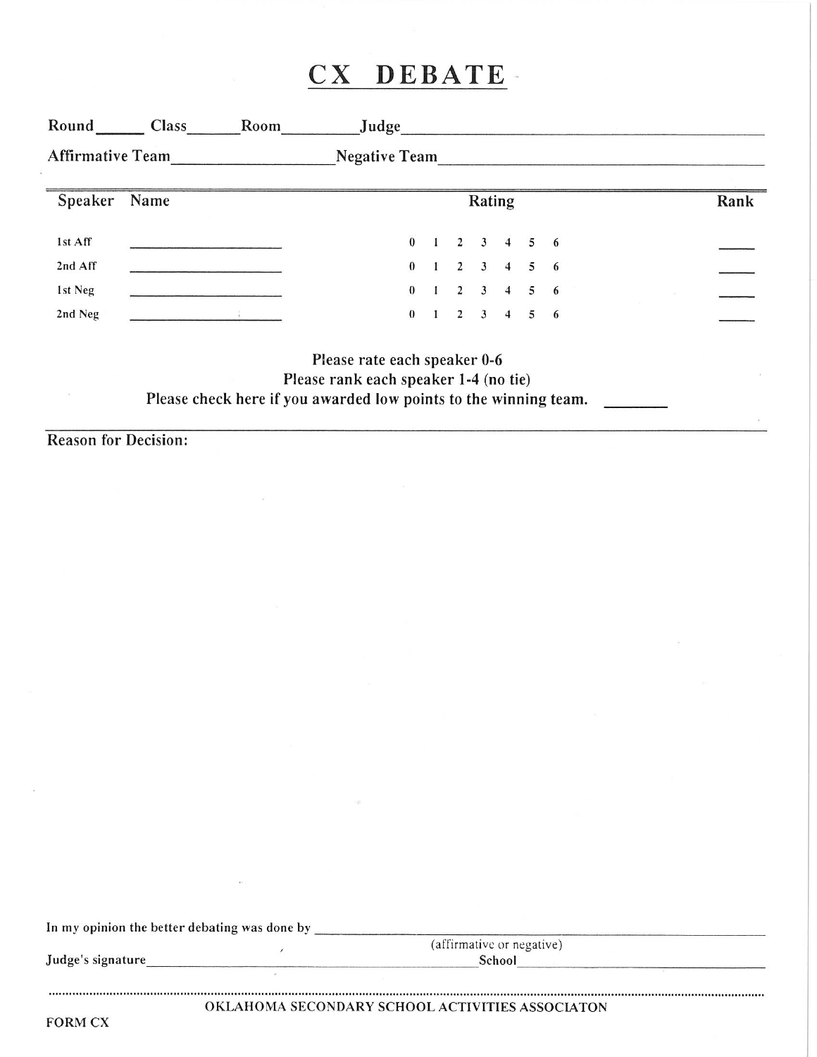# CX DEBATE

Round\_\_\_\_\_ Class\_\_\_\_\_\_ Room\_\_\_\_\_\_\_\_\_ Judge\_\_\_\_\_\_\_\_\_\_\_\_\_\_\_\_\_\_\_\_\_\_\_\_\_\_\_\_\_\_\_\_\_\_\_\_\_\_\_\_\_\_\_\_\_

Affirmative Team\_\_\_\_\_\_\_\_\_\_\_\_\_\_\_\_\_\_\_\_ Negative Team\_\_\_\_\_\_\_\_\_\_\_\_\_\_\_\_\_\_\_\_\_\_\_\_\_\_\_\_\_\_\_\_\_\_\_\_\_\_\_\_\_\_\_

| Speaker | Name | Rating | Rank |
|---|---|---|---|
| 1st Aff | \_\_\_\_\_\_\_\_\_\_\_\_\_\_\_\_\_\_\_\_ | 0 1 2 3 4 5 6 | \_\_\_\_ |
| 2nd Aff | \_\_\_\_\_\_\_\_\_\_\_\_\_\_\_\_\_\_\_\_ | 0 1 2 3 4 5 6 | \_\_\_\_ |
| 1st Neg | \_\_\_\_\_\_\_\_\_\_\_\_\_\_\_\_\_\_\_\_ | 0 1 2 3 4 5 6 | \_\_\_\_ |
| 2nd Neg | \_\_\_\_\_\_\_\_\_\_\_\_\_\_\_\_\_\_\_\_ | 0 1 2 3 4 5 6 | \_\_\_\_ |

Please rate each speaker 0-6

Please rank each speaker 1-4 (no tie)

Please check here if you awarded low points to the winning team. \_\_\_\_\_\_\_\_

Reason for Decision:

In my opinion the better debating was done by \_\_\_\_\_\_\_\_\_\_\_\_\_\_\_\_\_\_\_\_\_\_\_\_\_\_\_\_\_\_\_\_\_\_\_\_\_\_\_\_\_\_\_\_\_\_\_\_\_\_

(affirmative or negative)

Judge's signature\_\_\_\_\_\_\_\_\_\_\_\_\_\_\_\_\_\_\_\_\_\_\_\_\_\_\_\_\_\_\_\_\_\_\_\_\_\_\_\_\_\_ School\_\_\_\_\_\_\_\_\_\_\_\_\_\_\_\_\_\_\_\_\_\_\_\_\_\_\_\_\_\_\_\_\_\_\_\_

OKLAHOMA SECONDARY SCHOOL ACTIVITIES ASSOCIATON

FORM CX